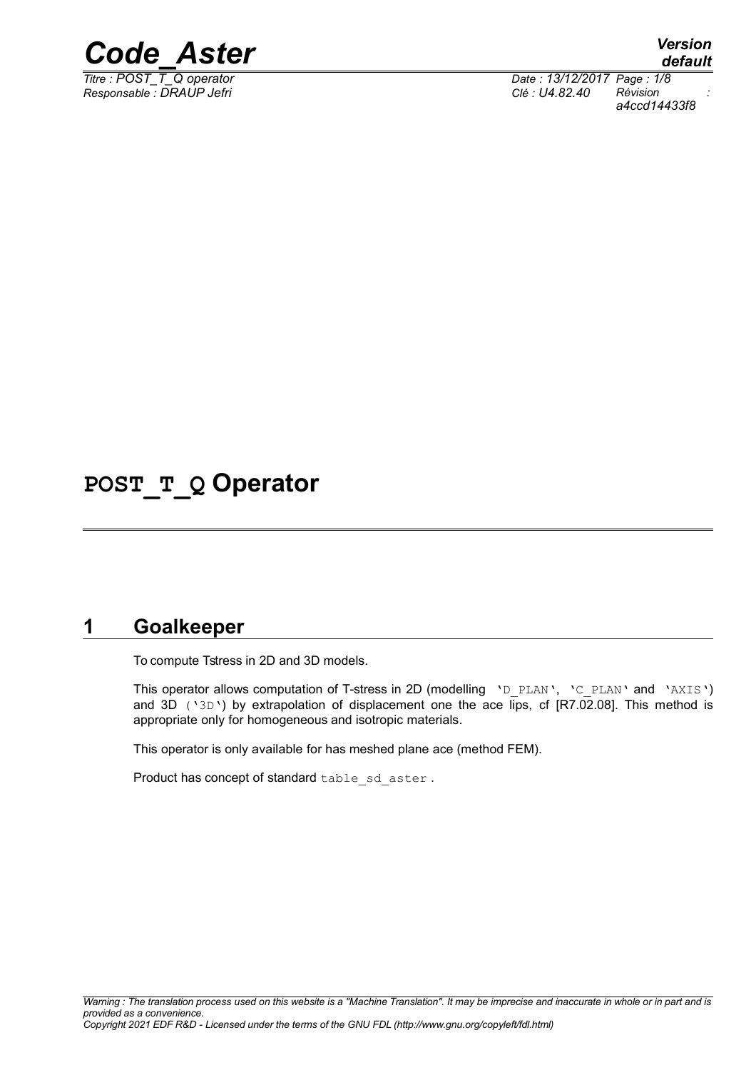# POST_T_Q Operator

## 1 Goalkeeper

To compute Tstress in 2D and 3D models.

This operator allows computation of T-stress in 2D (modelling 'D_PLAN', 'C_PLAN' and 'AXIS') and 3D ('3D') by extrapolation of displacement one the ace lips, cf [R7.02.08]. This method is appropriate only for homogeneous and isotropic materials.

This operator is only available for has meshed plane ace (method FEM).

Product has concept of standard table_sd_aster .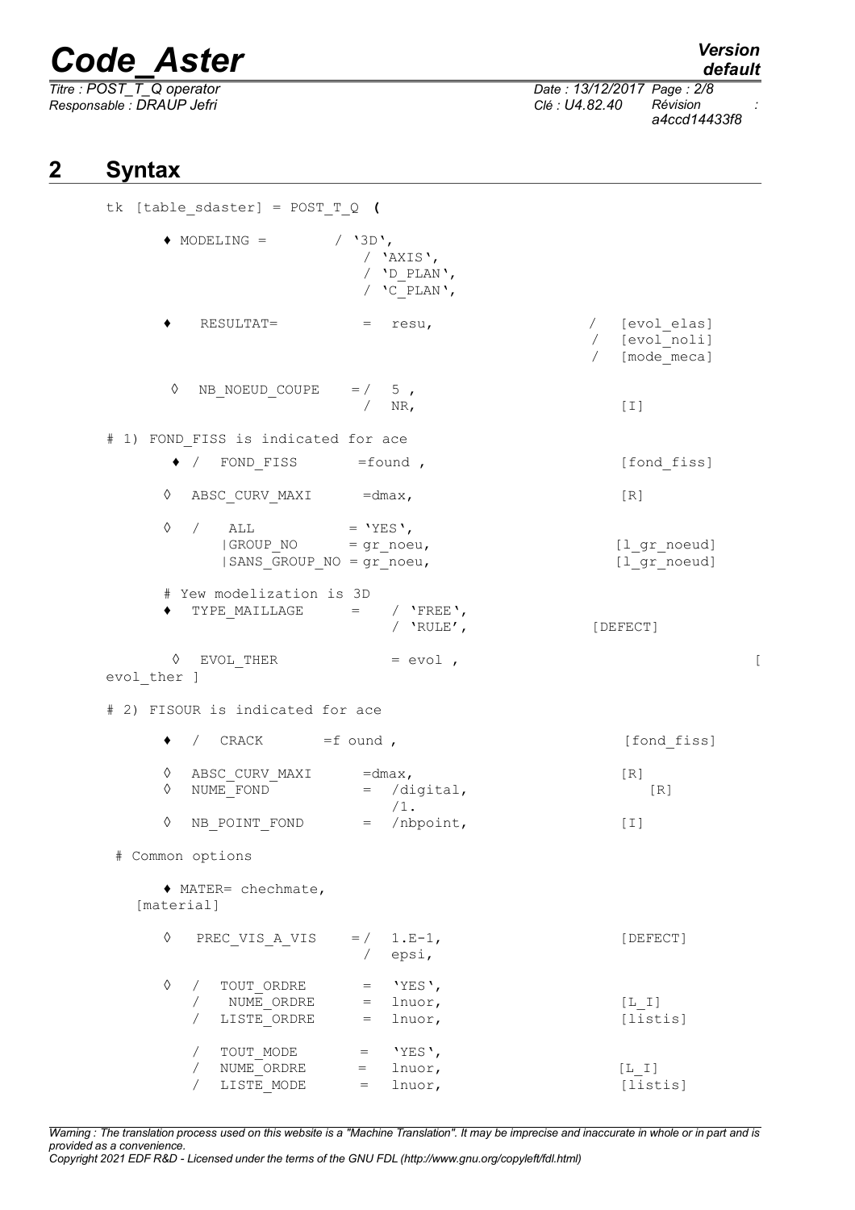## 2 Syntax

```
tk [table_sdaster] = POST_T_Q (

     ♦ MODELING =         / '3D',
                            / 'AXIS',
                            / 'D_PLAN',
                            / 'C_PLAN',

     ♦    RESULTAT=          =  resu,                  /  [evol_elas]
                                                       /  [evol_noli]
                                                       /  [mode_meca]

      ◊  NB_NOEUD_COUPE    = /  5 ,
                             /  NR,                       [I]

# 1) FOND_FISS is indicated for ace
      ♦ /  FOND_FISS       =found ,                       [fond_fiss]

     ◊  ABSC_CURV_MAXI      =dmax,                        [R]

     ◊  /   ALL           = 'YES',
            |GROUP_NO      = gr_noeu,                    [l_gr_noeud]
            |SANS_GROUP_NO = gr_noeu,                    [l_gr_noeud]

     # Yew modelization is 3D
     ♦  TYPE_MAILLAGE     =    / 'FREE',
                               / 'RULE',              [DEFECT]

      ◊  EVOL_THER             = evol ,                                       [
evol_ther ]

# 2) FISOUR is indicated for ace

     ♦  /  CRACK       =f ound ,                          [fond_fiss]

     ◊  ABSC_CURV_MAXI      =dmax,                        [R]
     ◊  NUME_FOND           =  /digital,                     [R]
                               /1.
     ◊  NB_POINT_FOND       =  /nbpoint,                  [I]

 # Common options

     ♦ MATER= chechmate,
   [material]

     ◊   PREC_VIS_A_VIS    = /  1.E-1,                    [DEFECT]
                             /  epsi,

     ◊   /  TOUT_ORDRE       =  'YES',
         /   NUME_ORDRE      =  lnuor,                    [L_I]
         /  LISTE_ORDRE      =  lnuor,                    [listis]

         /  TOUT_MODE        =  'YES',
         /  NUME_ORDRE       =  lnuor,                    [L_I]
         /  LISTE_MODE       =  lnuor,                    [listis]
```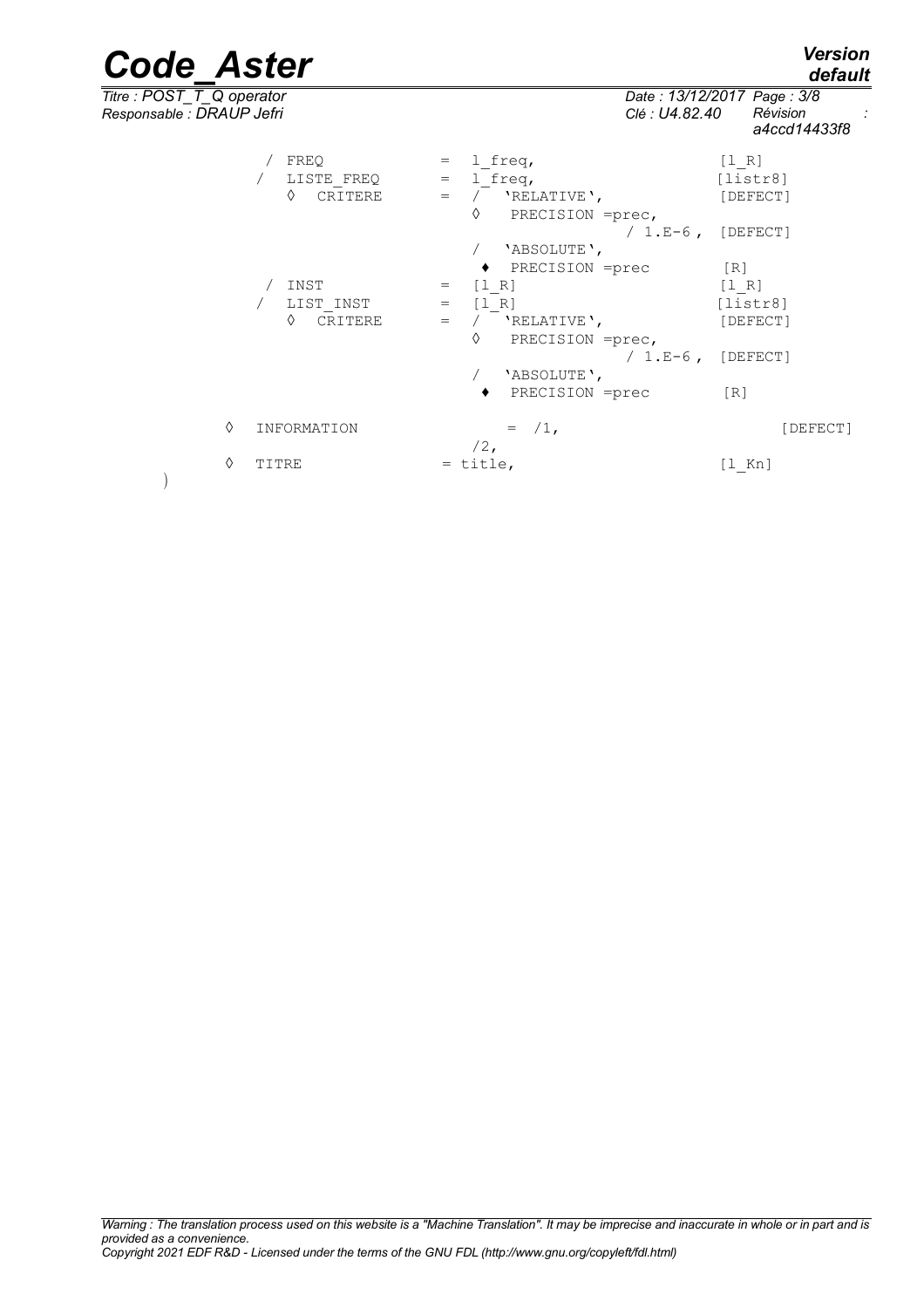```
          / FREQ           =  l_freq,                     [l_R]
          / LISTE_FREQ     =  l_freq,                     [listr8]
             ◊  CRITERE    =  /  'RELATIVE',              [DEFECT]
                              ◊   PRECISION =prec,
                                            / 1.E-6 ,  [DEFECT]
                              /  'ABSOLUTE',
                              ♦  PRECISION =prec         [R]
          / INST           =  [l_R]                       [l_R]
          / LIST_INST      =  [l_R]                       [listr8]
             ◊  CRITERE    =  /  'RELATIVE',              [DEFECT]
                              ◊   PRECISION =prec,
                                            / 1.E-6 ,  [DEFECT]
                              /  'ABSOLUTE',
                              ♦  PRECISION =prec         [R]

     ◊   INFORMATION            =  /1,                          [DEFECT]
                              /2,
     ◊   TITRE              = title,                   [l_Kn]
)
```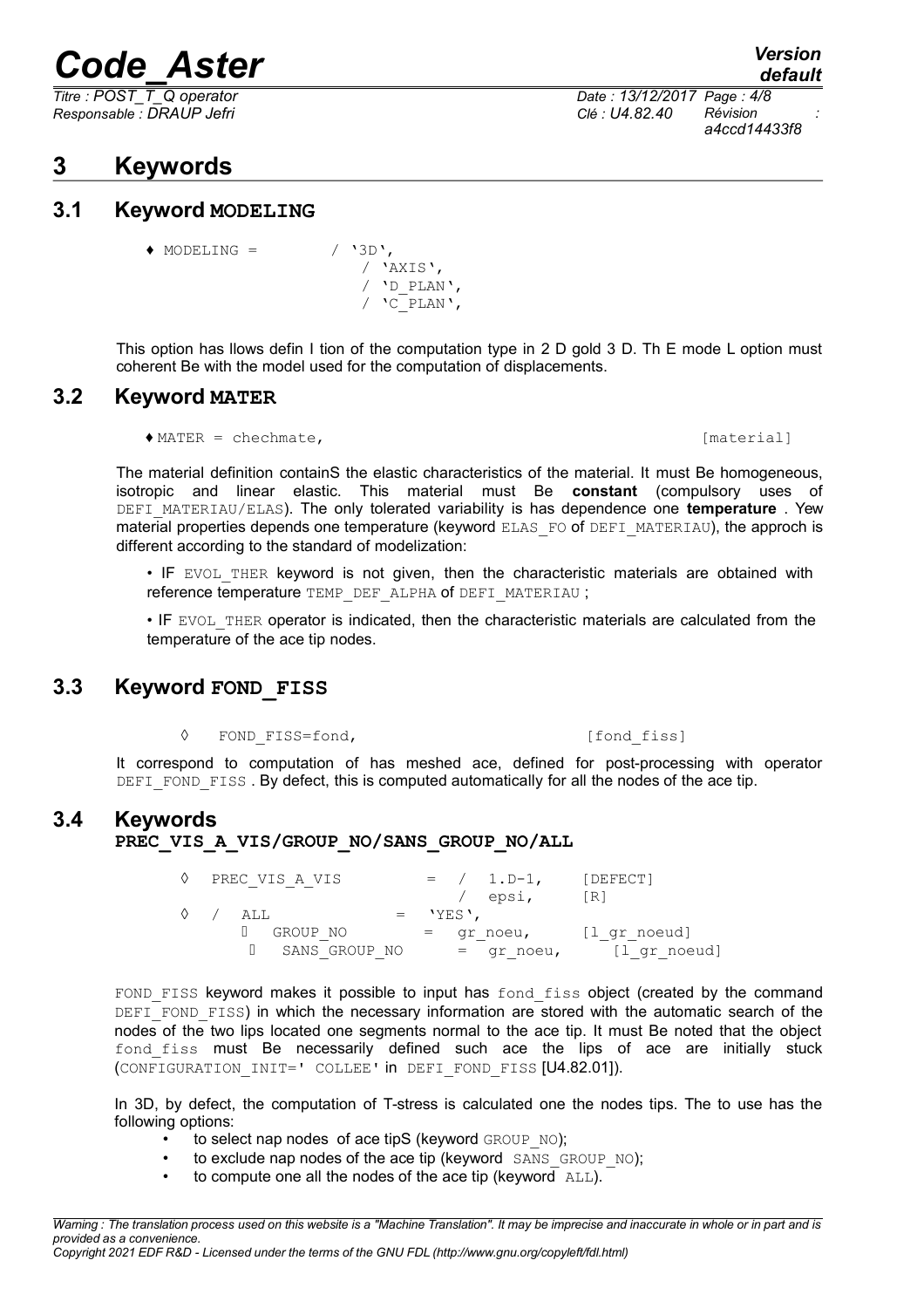# 3 Keywords

## 3.1 Keyword MODELING

```
♦ MODELING =        / '3D',
                    / 'AXIS',
                    / 'D_PLAN',
                    / 'C_PLAN',
```

This option has llows defin I tion of the computation type in 2 D gold 3 D. Th E mode L option must coherent Be with the model used for the computation of displacements.

## 3.2 Keyword MATER

```
♦MATER = chechmate,                                                    [material]
```

The material definition containS the elastic characteristics of the material. It must Be homogeneous, isotropic and linear elastic. This material must Be **constant** (compulsory uses of DEFI_MATERIAU/ELAS). The only tolerated variability is has dependence one **temperature** . Yew material properties depends one temperature (keyword ELAS_FO of DEFI_MATERIAU), the approch is different according to the standard of modelization:

- IF EVOL_THER keyword is not given, then the characteristic materials are obtained with reference temperature TEMP_DEF_ALPHA of DEFI_MATERIAU ;
- IF EVOL_THER operator is indicated, then the characteristic materials are calculated from the temperature of the ace tip nodes.

## 3.3 Keyword FOND_FISS

```
◊   FOND_FISS=fond,                           [fond_fiss]
```

It correspond to computation of has meshed ace, defined for post-processing with operator DEFI_FOND_FISS . By defect, this is computed automatically for all the nodes of the ace tip.

## 3.4 Keywords PREC_VIS_A_VIS/GROUP_NO/SANS_GROUP_NO/ALL

```
◊   PREC_VIS_A_VIS         =  /  1.D-1,     [DEFECT]
                              /  epsi,      [R]
◊   /  ALL             =  'YES',
       GROUP_NO          =  gr_noeu,      [l_gr_noeud]
       SANS_GROUP_NO       =  gr_noeu,      [l_gr_noeud]
```

FOND_FISS keyword makes it possible to input has fond_fiss object (created by the command DEFI_FOND_FISS) in which the necessary information are stored with the automatic search of the nodes of the two lips located one segments normal to the ace tip. It must Be noted that the object fond_fiss must Be necessarily defined such ace the lips of ace are initially stuck (CONFIGURATION_INIT=' COLLEE' in DEFI_FOND_FISS [U4.82.01]).

In 3D, by defect, the computation of T-stress is calculated one the nodes tips. The to use has the following options:

- to select nap nodes of ace tipS (keyword GROUP_NO);
- to exclude nap nodes of the ace tip (keyword SANS_GROUP_NO);
- to compute one all the nodes of the ace tip (keyword ALL).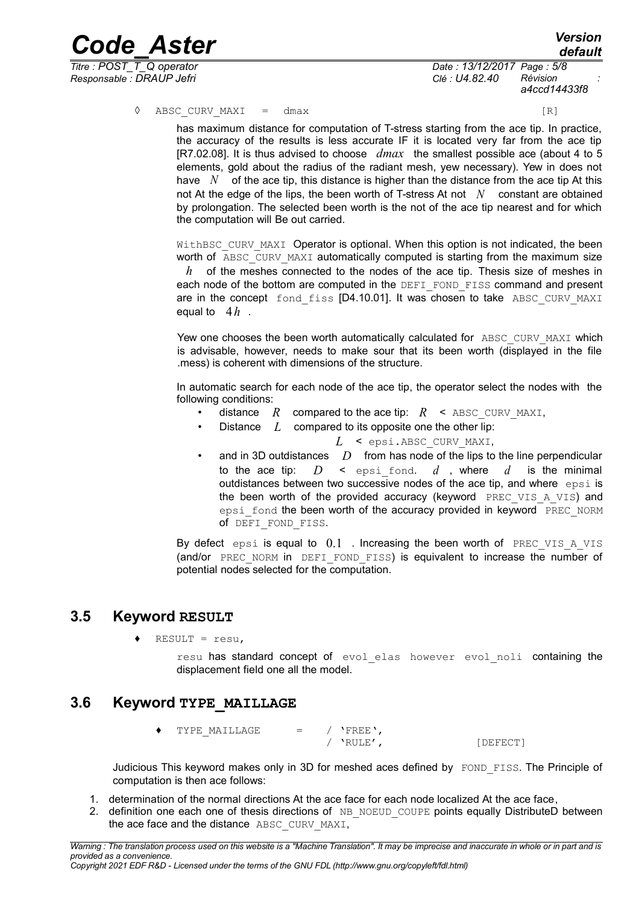◊ `ABSC_CURV_MAXI = dmax` [R]

has maximum distance for computation of T-stress starting from the ace tip. In practice, the accuracy of the results is less accurate IF it is located very far from the ace tip [R7.02.08]. It is thus advised to choose $dmax$ the smallest possible ace (about 4 to 5 elements, gold about the radius of the radiant mesh, yew necessary). Yew in does not have $N$ of the ace tip, this distance is higher than the distance from the ace tip At this not At the edge of the lips, the been worth of T-stress At not $N$ constant are obtained by prolongation. The selected been worth is the not of the ace tip nearest and for which the computation will Be out carried.

`WithBSC_CURV_MAXI` Operator is optional. When this option is not indicated, the been worth of `ABSC_CURV_MAXI` automatically computed is starting from the maximum size $h$ of the meshes connected to the nodes of the ace tip. Thesis size of meshes in each node of the bottom are computed in the `DEFI_FOND_FISS` command and present are in the concept `fond_fiss` [D4.10.01]. It was chosen to take `ABSC_CURV_MAXI` equal to $4h$ .

Yew one chooses the been worth automatically calculated for `ABSC_CURV_MAXI` which is advisable, however, needs to make sour that its been worth (displayed in the file .mess) is coherent with dimensions of the structure.

In automatic search for each node of the ace tip, the operator select the nodes with the following conditions:

- distance $R$ compared to the ace tip: $R$ < `ABSC_CURV_MAXI`,
- Distance $L$ compared to its opposite one the other lip:

  $L$ < `epsi.ABSC_CURV_MAXI`,
- and in 3D outdistances $D$ from has node of the lips to the line perpendicular to the ace tip: $D$ < `epsi_fond`. $d$ , where $d$ is the minimal outdistances between two successive nodes of the ace tip, and where `epsi` is the been worth of the provided accuracy (keyword `PREC_VIS_A_VIS`) and `epsi_fond` the been worth of the accuracy provided in keyword `PREC_NORM` of `DEFI_FOND_FISS`.

By defect `epsi` is equal to $0.1$ . Increasing the been worth of `PREC_VIS_A_VIS` (and/or `PREC_NORM` in `DEFI_FOND_FISS`) is equivalent to increase the number of potential nodes selected for the computation.

## 3.5 Keyword RESULT

♦ `RESULT = resu,`

`resu` has standard concept of `evol_elas` however `evol_noli` containing the displacement field one all the model.

## 3.6 Keyword TYPE_MAILLAGE

```
♦  TYPE_MAILLAGE    =    / 'FREE',
                         / 'RULE',          [DEFECT]
```

Judicious This keyword makes only in 3D for meshed aces defined by `FOND_FISS`. The Principle of computation is then ace follows:

1. determination of the normal directions At the ace face for each node localized At the ace face,
2. definition one each one of thesis directions of `NB_NOEUD_COUPE` points equally DistributeD between the ace face and the distance `ABSC_CURV_MAXI`,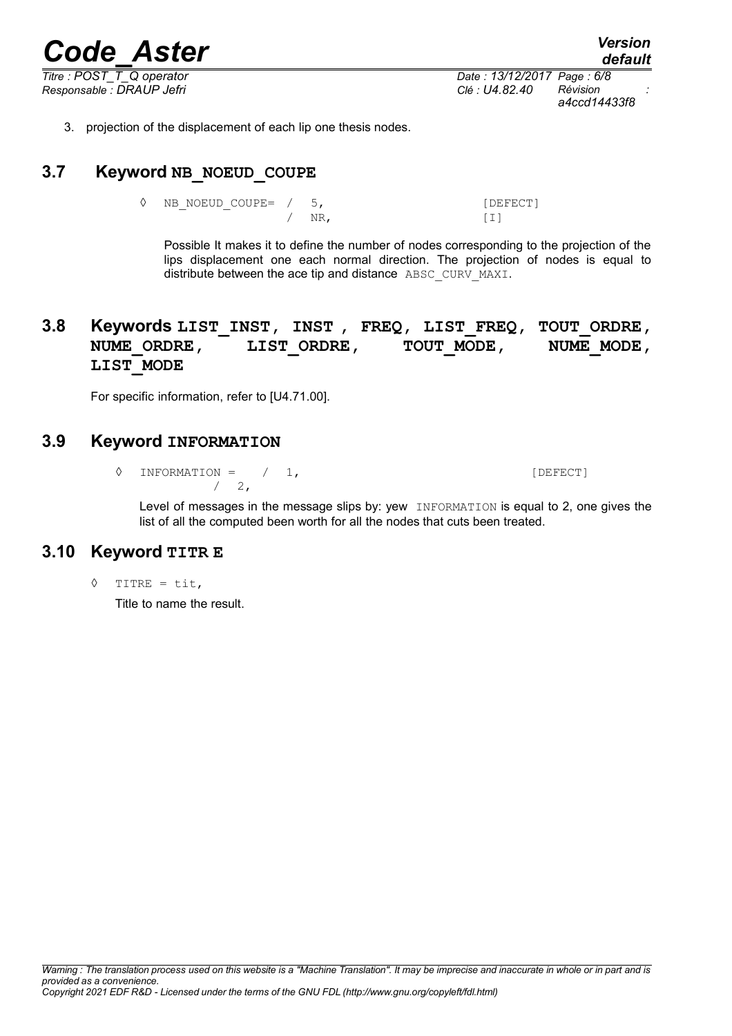3. projection of the displacement of each lip one thesis nodes.

## 3.7 Keyword NB_NOEUD_COUPE

```
◊  NB_NOEUD_COUPE=  /  5,                    [DEFECT]
                    /  NR,                   [I]
```

Possible It makes it to define the number of nodes corresponding to the projection of the lips displacement one each normal direction. The projection of nodes is equal to distribute between the ace tip and distance ABSC_CURV_MAXI.

## 3.8 Keywords LIST_INST, INST , FREQ, LIST_FREQ, TOUT_ORDRE, NUME_ORDRE, LIST_ORDRE, TOUT_MODE, NUME_MODE, LIST_MODE

For specific information, refer to [U4.71.00].

## 3.9 Keyword INFORMATION

```
◊  INFORMATION =   /  1,                     [DEFECT]
                   /  2,
```

Level of messages in the message slips by: yew INFORMATION is equal to 2, one gives the list of all the computed been worth for all the nodes that cuts been treated.

## 3.10 Keyword TITR E

```
◊  TITRE = tit,
```

Title to name the result.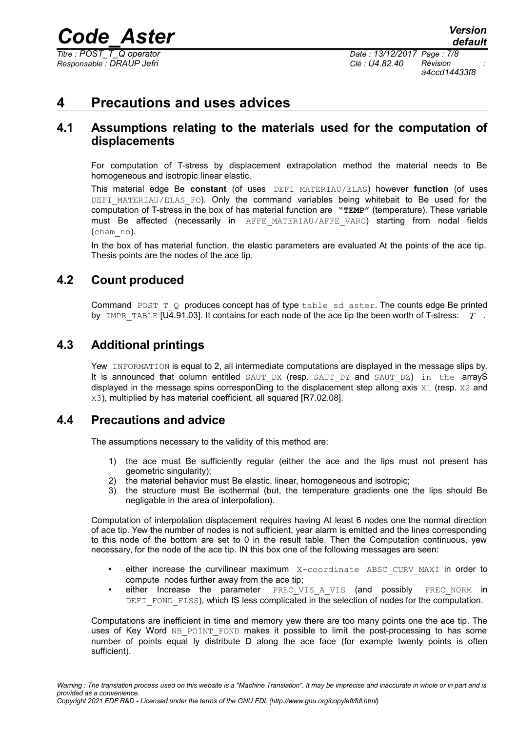# 4 Precautions and uses advices

## 4.1 Assumptions relating to the materials used for the computation of displacements

For computation of T-stress by displacement extrapolation method the material needs to Be homogeneous and isotropic linear elastic.

This material edge Be **constant** (of uses `DEFI_MATERIAU/ELAS`) however **function** (of uses `DEFI_MATERIAU/ELAS_FO`). Only the command variables being whitebait to Be used for the computation of T-stress in the box of has material function are **"TEMP"** (temperature). These variable must Be affected (necessarily in `AFFE_MATERIAU/AFFE_VARC`) starting from nodal fields (`cham_no`).

In the box of has material function, the elastic parameters are evaluated At the points of the ace tip. Thesis points are the nodes of the ace tip.

## 4.2 Count produced

Command `POST_T_Q` produces concept has of type `table_sd_aster`. The counts edge Be printed by `IMPR_TABLE` [U4.91.03]. It contains for each node of the ace tip the been worth of T-stress: $T$ .

## 4.3 Additional printings

Yew `INFORMATION` is equal to 2, all intermediate computations are displayed in the message slips by. It is announced that column entitled `SAUT_DX` (resp. `SAUT_DY` and `SAUT_DZ`) in the arrayS displayed in the message spins corresponDing to the displacement step allong axis `X1` (resp. `X2` and `X3`), multiplied by has material coefficient, all squared [R7.02.08].

## 4.4 Precautions and advice

The assumptions necessary to the validity of this method are:

1) the ace must Be sufficiently regular (either the ace and the lips must not present has geometric singularity);
2) the material behavior must Be elastic, linear, homogeneous and isotropic;
3) the structure must Be isothermal (but, the temperature gradients one the lips should Be negligable in the area of interpolation).

Computation of interpolation displacement requires having At least 6 nodes one the normal direction of ace tip. Yew the number of nodes is not sufficient, year alarm is emitted and the lines corresponding to this node of the bottom are set to 0 in the result table. Then the Computation continuous, yew necessary, for the node of the ace tip. IN this box one of the following messages are seen:

- either increase the curvilinear maximum `X-coordinate ABSC_CURV_MAXI` in order to compute nodes further away from the ace tip;
- either Increase the parameter `PREC_VIS_A_VIS` (and possibly `PREC_NORM` in `DEFI_FOND_FISS`), which IS less complicated in the selection of nodes for the computation.

Computations are inefficient in time and memory yew there are too many points one the ace tip. The uses of Key Word `NB_POINT_FOND` makes it possible to limit the post-processing to has some number of points equal ly distribute D along the ace face (for example twenty points is often sufficient).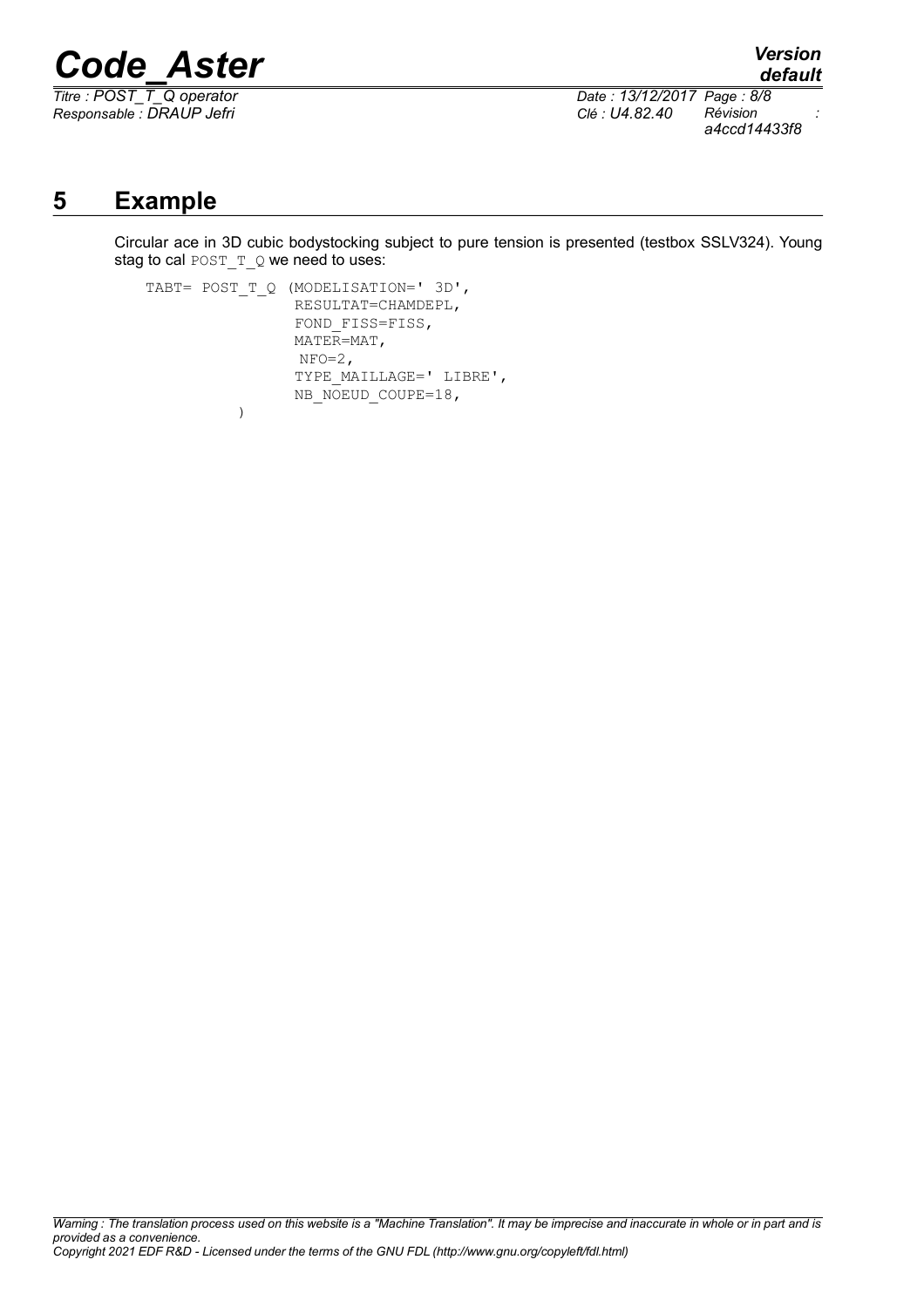# 5 Example

Circular ace in 3D cubic bodystocking subject to pure tension is presented (testbox SSLV324). Young stag to cal POST_T_Q we need to uses:

```
TABT= POST_T_Q (MODELISATION=' 3D',
                RESULTAT=CHAMDEPL,
                FOND_FISS=FISS,
                MATER=MAT,
                 NFO=2,
                TYPE_MAILLAGE=' LIBRE',
                NB_NOEUD_COUPE=18,
        )
```